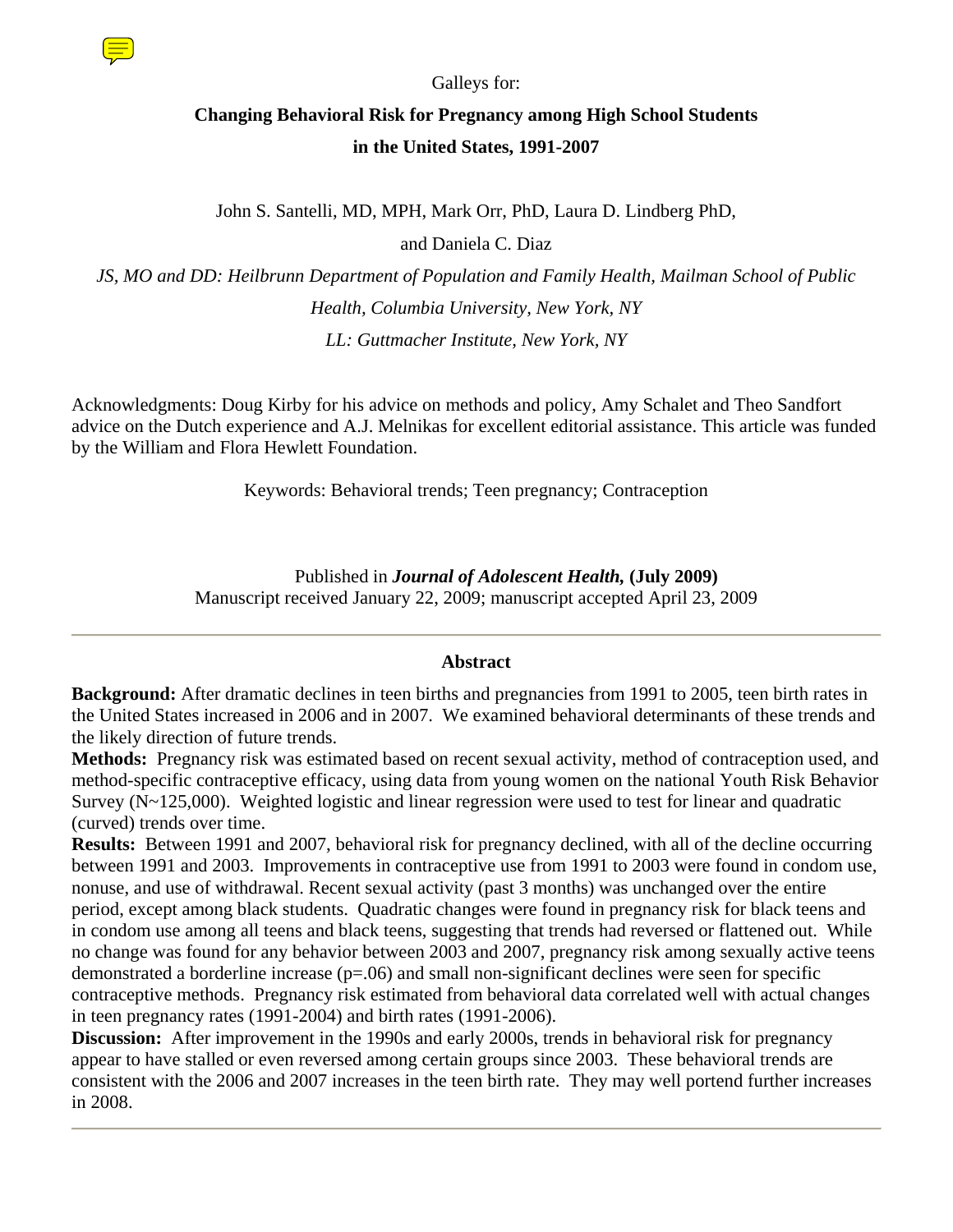Galleys for:

# Changing Behavioral Risk for Pregnancy among High School Students in the United States, 1991-2007

John S. Santelli, MD, MPH, Mark Orr, PhD, Laura D. Lindberg PhD, and Daniela C. Diaz

*JS, MO and DD: Heilbrunn Department of Population and Family Health, Mailman School of Public Health, Columbia University, New York, NY*

*LL: Guttmacher Institute, New York, NY*

Acknowledgments: Doug Kirby for his advice on methods and policy, Amy Schalet and Theo Sandfort advice on the Dutch experience and A.J. Melnikas for excellent editorial assistance. This article was funded by the William and Flora Hewlett Foundation.

Keywords: Behavioral trends; Teen pregnancy; Contraception

Published in ***Journal of Adolescent Health,* (July 2009)**
Manuscript received January 22, 2009; manuscript accepted April 23, 2009

---

## Abstract

**Background:** After dramatic declines in teen births and pregnancies from 1991 to 2005, teen birth rates in the United States increased in 2006 and in 2007. We examined behavioral determinants of these trends and the likely direction of future trends.

**Methods:** Pregnancy risk was estimated based on recent sexual activity, method of contraception used, and method-specific contraceptive efficacy, using data from young women on the national Youth Risk Behavior Survey (N~125,000). Weighted logistic and linear regression were used to test for linear and quadratic (curved) trends over time.

**Results:** Between 1991 and 2007, behavioral risk for pregnancy declined, with all of the decline occurring between 1991 and 2003. Improvements in contraceptive use from 1991 to 2003 were found in condom use, nonuse, and use of withdrawal. Recent sexual activity (past 3 months) was unchanged over the entire period, except among black students. Quadratic changes were found in pregnancy risk for black teens and in condom use among all teens and black teens, suggesting that trends had reversed or flattened out. While no change was found for any behavior between 2003 and 2007, pregnancy risk among sexually active teens demonstrated a borderline increase (p=.06) and small non-significant declines were seen for specific contraceptive methods. Pregnancy risk estimated from behavioral data correlated well with actual changes in teen pregnancy rates (1991-2004) and birth rates (1991-2006).

**Discussion:** After improvement in the 1990s and early 2000s, trends in behavioral risk for pregnancy appear to have stalled or even reversed among certain groups since 2003. These behavioral trends are consistent with the 2006 and 2007 increases in the teen birth rate. They may well portend further increases in 2008.

---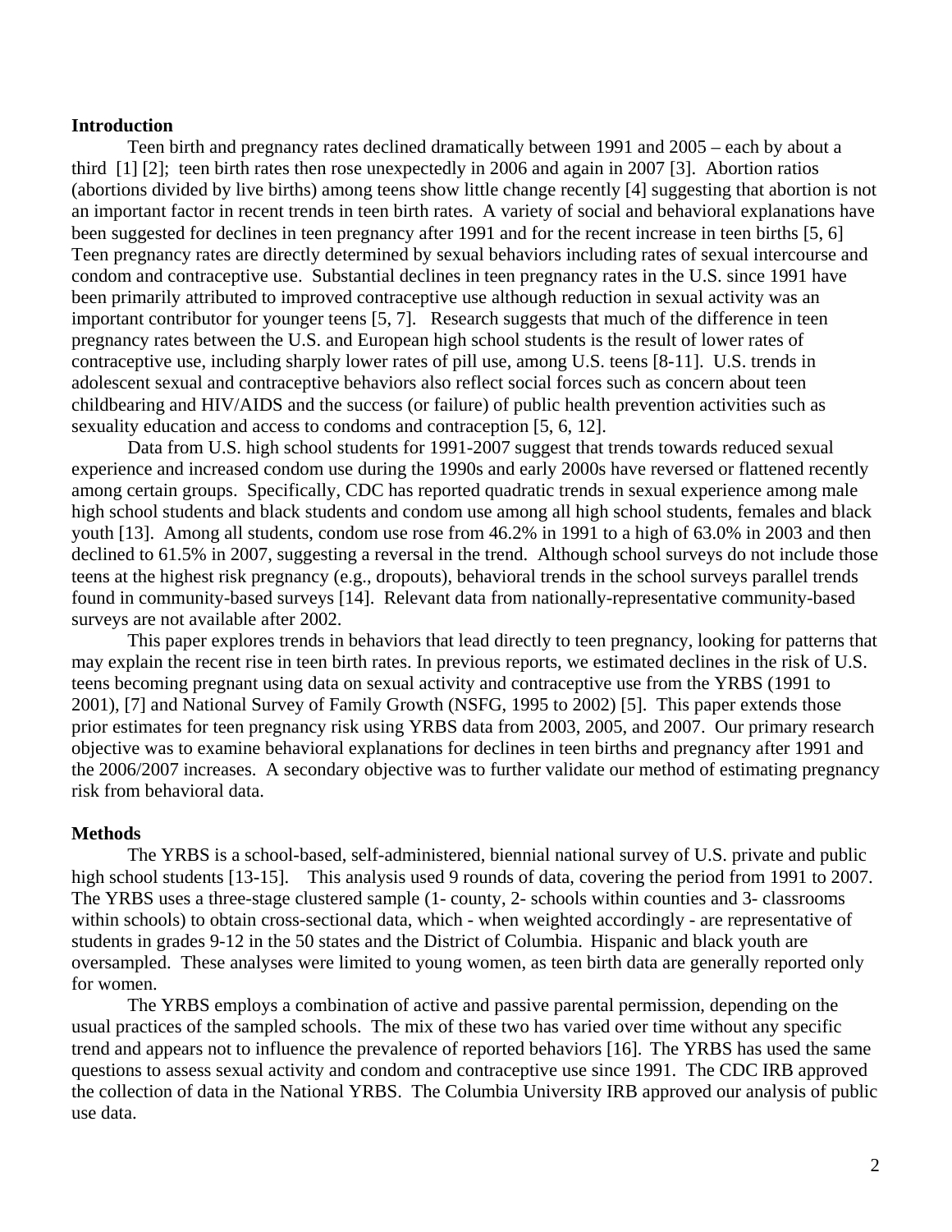## Introduction

Teen birth and pregnancy rates declined dramatically between 1991 and 2005 – each by about a third [1] [2]; teen birth rates then rose unexpectedly in 2006 and again in 2007 [3]. Abortion ratios (abortions divided by live births) among teens show little change recently [4] suggesting that abortion is not an important factor in recent trends in teen birth rates. A variety of social and behavioral explanations have been suggested for declines in teen pregnancy after 1991 and for the recent increase in teen births [5, 6] Teen pregnancy rates are directly determined by sexual behaviors including rates of sexual intercourse and condom and contraceptive use. Substantial declines in teen pregnancy rates in the U.S. since 1991 have been primarily attributed to improved contraceptive use although reduction in sexual activity was an important contributor for younger teens [5, 7]. Research suggests that much of the difference in teen pregnancy rates between the U.S. and European high school students is the result of lower rates of contraceptive use, including sharply lower rates of pill use, among U.S. teens [8-11]. U.S. trends in adolescent sexual and contraceptive behaviors also reflect social forces such as concern about teen childbearing and HIV/AIDS and the success (or failure) of public health prevention activities such as sexuality education and access to condoms and contraception [5, 6, 12].

Data from U.S. high school students for 1991-2007 suggest that trends towards reduced sexual experience and increased condom use during the 1990s and early 2000s have reversed or flattened recently among certain groups. Specifically, CDC has reported quadratic trends in sexual experience among male high school students and black students and condom use among all high school students, females and black youth [13]. Among all students, condom use rose from 46.2% in 1991 to a high of 63.0% in 2003 and then declined to 61.5% in 2007, suggesting a reversal in the trend. Although school surveys do not include those teens at the highest risk pregnancy (e.g., dropouts), behavioral trends in the school surveys parallel trends found in community-based surveys [14]. Relevant data from nationally-representative community-based surveys are not available after 2002.

This paper explores trends in behaviors that lead directly to teen pregnancy, looking for patterns that may explain the recent rise in teen birth rates. In previous reports, we estimated declines in the risk of U.S. teens becoming pregnant using data on sexual activity and contraceptive use from the YRBS (1991 to 2001), [7] and National Survey of Family Growth (NSFG, 1995 to 2002) [5]. This paper extends those prior estimates for teen pregnancy risk using YRBS data from 2003, 2005, and 2007. Our primary research objective was to examine behavioral explanations for declines in teen births and pregnancy after 1991 and the 2006/2007 increases. A secondary objective was to further validate our method of estimating pregnancy risk from behavioral data.

## Methods

The YRBS is a school-based, self-administered, biennial national survey of U.S. private and public high school students [13-15]. This analysis used 9 rounds of data, covering the period from 1991 to 2007. The YRBS uses a three-stage clustered sample (1- county, 2- schools within counties and 3- classrooms within schools) to obtain cross-sectional data, which - when weighted accordingly - are representative of students in grades 9-12 in the 50 states and the District of Columbia. Hispanic and black youth are oversampled. These analyses were limited to young women, as teen birth data are generally reported only for women.

The YRBS employs a combination of active and passive parental permission, depending on the usual practices of the sampled schools. The mix of these two has varied over time without any specific trend and appears not to influence the prevalence of reported behaviors [16]. The YRBS has used the same questions to assess sexual activity and condom and contraceptive use since 1991. The CDC IRB approved the collection of data in the National YRBS. The Columbia University IRB approved our analysis of public use data.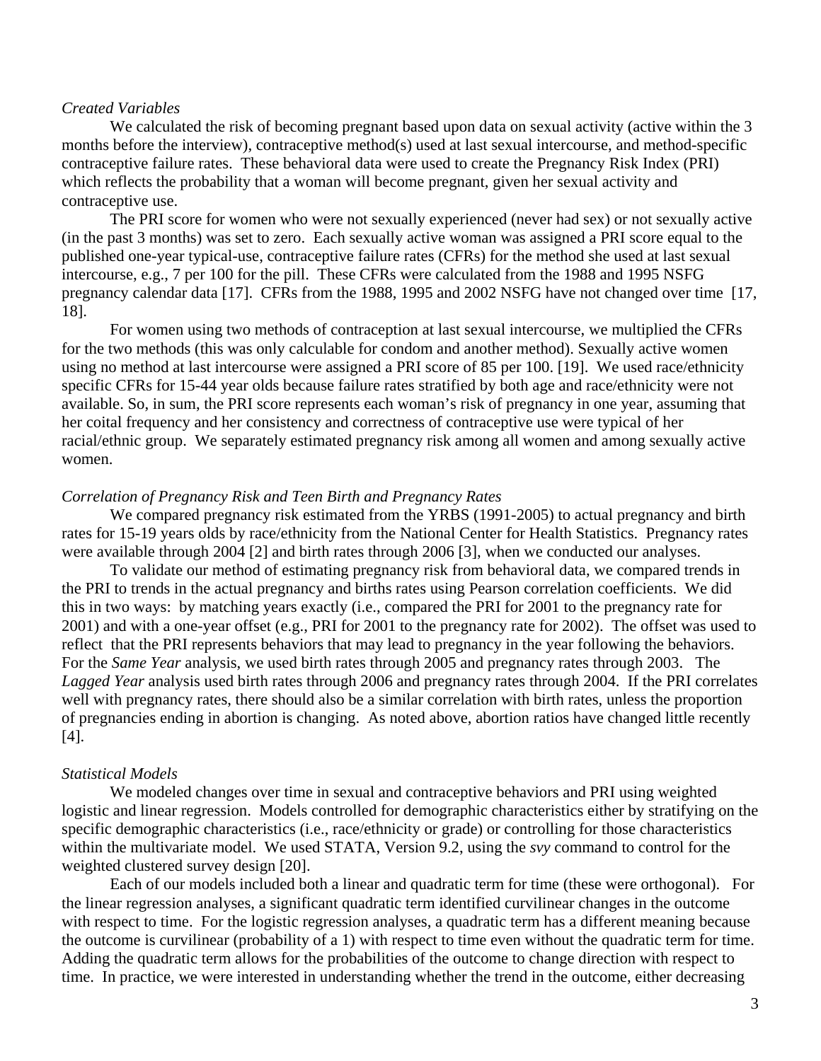*Created Variables*

We calculated the risk of becoming pregnant based upon data on sexual activity (active within the 3 months before the interview), contraceptive method(s) used at last sexual intercourse, and method-specific contraceptive failure rates. These behavioral data were used to create the Pregnancy Risk Index (PRI) which reflects the probability that a woman will become pregnant, given her sexual activity and contraceptive use.

The PRI score for women who were not sexually experienced (never had sex) or not sexually active (in the past 3 months) was set to zero. Each sexually active woman was assigned a PRI score equal to the published one-year typical-use, contraceptive failure rates (CFRs) for the method she used at last sexual intercourse, e.g., 7 per 100 for the pill. These CFRs were calculated from the 1988 and 1995 NSFG pregnancy calendar data [17]. CFRs from the 1988, 1995 and 2002 NSFG have not changed over time [17, 18].

For women using two methods of contraception at last sexual intercourse, we multiplied the CFRs for the two methods (this was only calculable for condom and another method). Sexually active women using no method at last intercourse were assigned a PRI score of 85 per 100. [19]. We used race/ethnicity specific CFRs for 15-44 year olds because failure rates stratified by both age and race/ethnicity were not available. So, in sum, the PRI score represents each woman's risk of pregnancy in one year, assuming that her coital frequency and her consistency and correctness of contraceptive use were typical of her racial/ethnic group. We separately estimated pregnancy risk among all women and among sexually active women.

*Correlation of Pregnancy Risk and Teen Birth and Pregnancy Rates*

We compared pregnancy risk estimated from the YRBS (1991-2005) to actual pregnancy and birth rates for 15-19 years olds by race/ethnicity from the National Center for Health Statistics. Pregnancy rates were available through 2004 [2] and birth rates through 2006 [3], when we conducted our analyses.

To validate our method of estimating pregnancy risk from behavioral data, we compared trends in the PRI to trends in the actual pregnancy and births rates using Pearson correlation coefficients. We did this in two ways: by matching years exactly (i.e., compared the PRI for 2001 to the pregnancy rate for 2001) and with a one-year offset (e.g., PRI for 2001 to the pregnancy rate for 2002). The offset was used to reflect that the PRI represents behaviors that may lead to pregnancy in the year following the behaviors. For the *Same Year* analysis, we used birth rates through 2005 and pregnancy rates through 2003. The *Lagged Year* analysis used birth rates through 2006 and pregnancy rates through 2004. If the PRI correlates well with pregnancy rates, there should also be a similar correlation with birth rates, unless the proportion of pregnancies ending in abortion is changing. As noted above, abortion ratios have changed little recently [4].

*Statistical Models*

We modeled changes over time in sexual and contraceptive behaviors and PRI using weighted logistic and linear regression. Models controlled for demographic characteristics either by stratifying on the specific demographic characteristics (i.e., race/ethnicity or grade) or controlling for those characteristics within the multivariate model. We used STATA, Version 9.2, using the *svy* command to control for the weighted clustered survey design [20].

Each of our models included both a linear and quadratic term for time (these were orthogonal). For the linear regression analyses, a significant quadratic term identified curvilinear changes in the outcome with respect to time. For the logistic regression analyses, a quadratic term has a different meaning because the outcome is curvilinear (probability of a 1) with respect to time even without the quadratic term for time. Adding the quadratic term allows for the probabilities of the outcome to change direction with respect to time. In practice, we were interested in understanding whether the trend in the outcome, either decreasing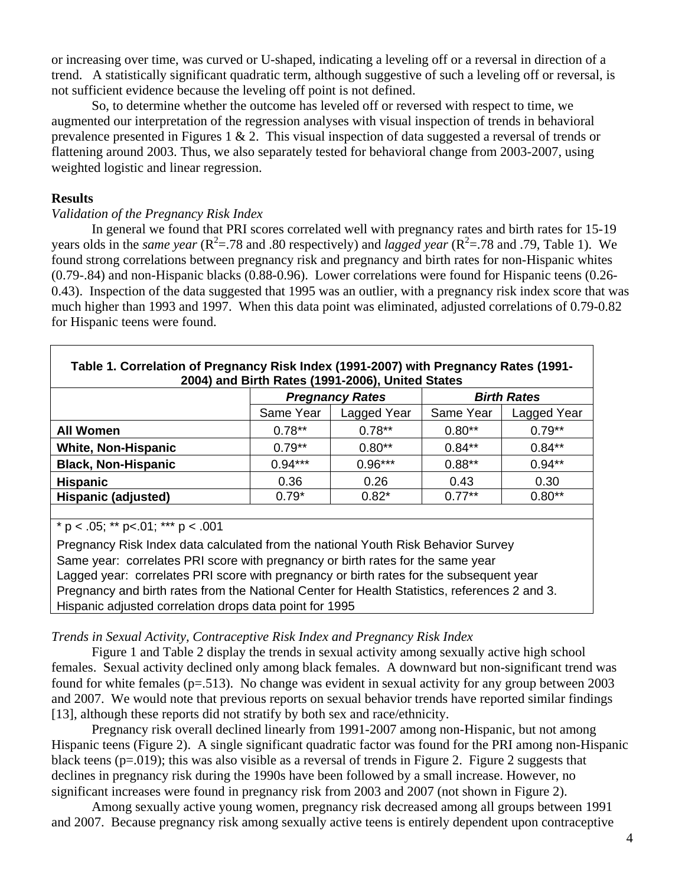or increasing over time, was curved or U-shaped, indicating a leveling off or a reversal in direction of a trend. A statistically significant quadratic term, although suggestive of such a leveling off or reversal, is not sufficient evidence because the leveling off point is not defined.

So, to determine whether the outcome has leveled off or reversed with respect to time, we augmented our interpretation of the regression analyses with visual inspection of trends in behavioral prevalence presented in Figures 1 & 2. This visual inspection of data suggested a reversal of trends or flattening around 2003. Thus, we also separately tested for behavioral change from 2003-2007, using weighted logistic and linear regression.

## Results

*Validation of the Pregnancy Risk Index*

In general we found that PRI scores correlated well with pregnancy rates and birth rates for 15-19 years olds in the *same year* ($R^2$=.78 and .80 respectively) and *lagged year* ($R^2$=.78 and .79, Table 1). We found strong correlations between pregnancy risk and pregnancy and birth rates for non-Hispanic whites (0.79-.84) and non-Hispanic blacks (0.88-0.96). Lower correlations were found for Hispanic teens (0.26-0.43). Inspection of the data suggested that 1995 was an outlier, with a pregnancy risk index score that was much higher than 1993 and 1997. When this data point was eliminated, adjusted correlations of 0.79-0.82 for Hispanic teens were found.

**Table 1. Correlation of Pregnancy Risk Index (1991-2007) with Pregnancy Rates (1991-2004) and Birth Rates (1991-2006), United States**

| | ***Pregnancy Rates*** | | ***Birth Rates*** | |
|---|---|---|---|---|
| | Same Year | Lagged Year | Same Year | Lagged Year |
| **All Women** | 0.78** | 0.78** | 0.80** | 0.79** |
| **White, Non-Hispanic** | 0.79** | 0.80** | 0.84** | 0.84** |
| **Black, Non-Hispanic** | 0.94*** | 0.96*** | 0.88** | 0.94** |
| **Hispanic** | 0.36 | 0.26 | 0.43 | 0.30 |
| **Hispanic (adjusted)** | 0.79* | 0.82* | 0.77** | 0.80** |

\* p < .05; ** p<.01; *** p < .001

Pregnancy Risk Index data calculated from the national Youth Risk Behavior Survey
Same year: correlates PRI score with pregnancy or birth rates for the same year
Lagged year: correlates PRI score with pregnancy or birth rates for the subsequent year
Pregnancy and birth rates from the National Center for Health Statistics, references 2 and 3.
Hispanic adjusted correlation drops data point for 1995

*Trends in Sexual Activity, Contraceptive Risk Index and Pregnancy Risk Index*

Figure 1 and Table 2 display the trends in sexual activity among sexually active high school females. Sexual activity declined only among black females. A downward but non-significant trend was found for white females (p=.513). No change was evident in sexual activity for any group between 2003 and 2007. We would note that previous reports on sexual behavior trends have reported similar findings [13], although these reports did not stratify by both sex and race/ethnicity.

Pregnancy risk overall declined linearly from 1991-2007 among non-Hispanic, but not among Hispanic teens (Figure 2). A single significant quadratic factor was found for the PRI among non-Hispanic black teens (p=.019); this was also visible as a reversal of trends in Figure 2. Figure 2 suggests that declines in pregnancy risk during the 1990s have been followed by a small increase. However, no significant increases were found in pregnancy risk from 2003 and 2007 (not shown in Figure 2).

Among sexually active young women, pregnancy risk decreased among all groups between 1991 and 2007. Because pregnancy risk among sexually active teens is entirely dependent upon contraceptive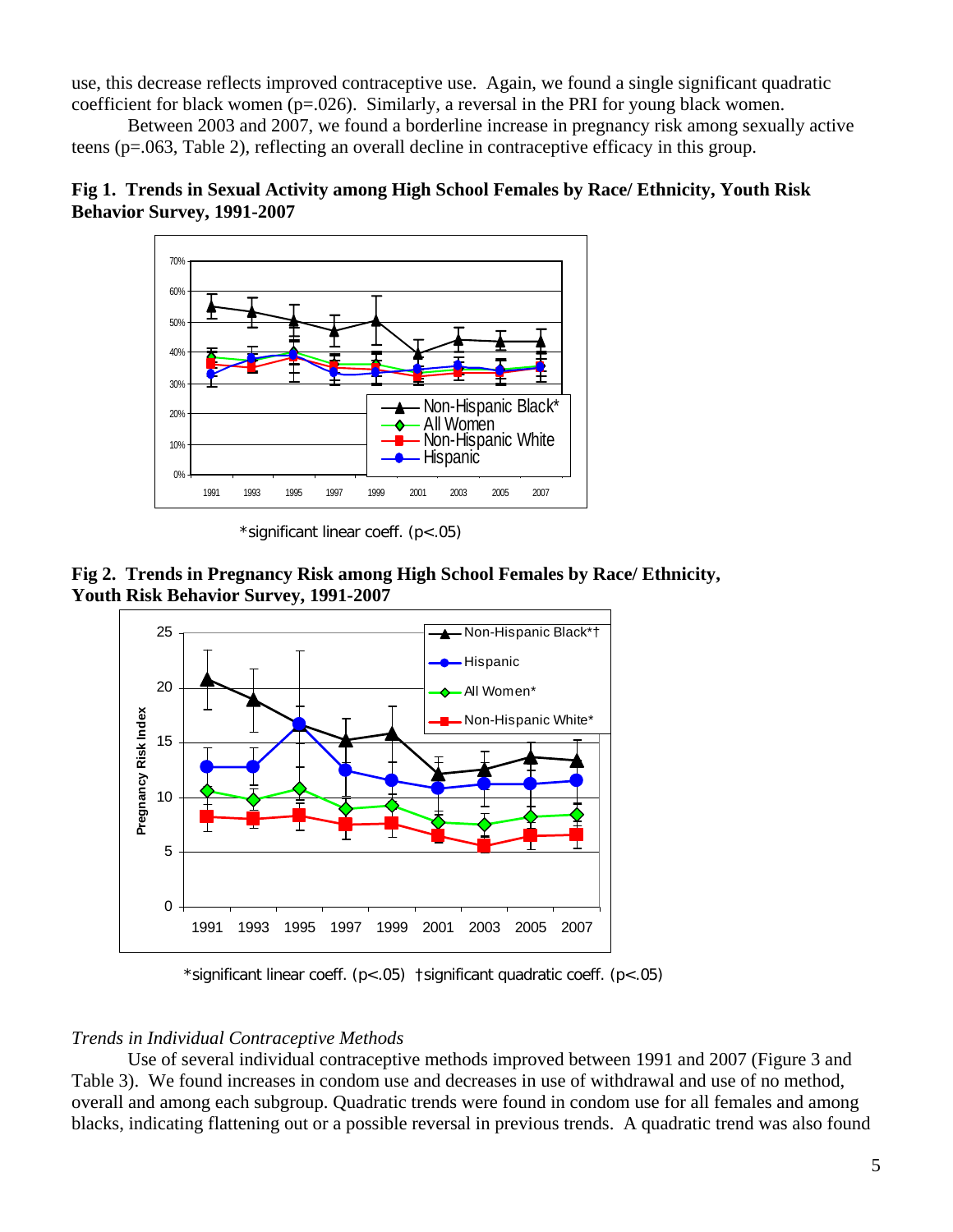use, this decrease reflects improved contraceptive use. Again, we found a single significant quadratic coefficient for black women (p=.026). Similarly, a reversal in the PRI for young black women.

Between 2003 and 2007, we found a borderline increase in pregnancy risk among sexually active teens (p=.063, Table 2), reflecting an overall decline in contraceptive efficacy in this group.

**Fig 1. Trends in Sexual Activity among High School Females by Race/ Ethnicity, Youth Risk Behavior Survey, 1991-2007**

*significant linear coeff. (p<.05)

**Fig 2. Trends in Pregnancy Risk among High School Females by Race/ Ethnicity, Youth Risk Behavior Survey, 1991-2007**

*significant linear coeff. (p<.05) †significant quadratic coeff. (p<.05)

*Trends in Individual Contraceptive Methods*

Use of several individual contraceptive methods improved between 1991 and 2007 (Figure 3 and Table 3). We found increases in condom use and decreases in use of withdrawal and use of no method, overall and among each subgroup. Quadratic trends were found in condom use for all females and among blacks, indicating flattening out or a possible reversal in previous trends. A quadratic trend was also found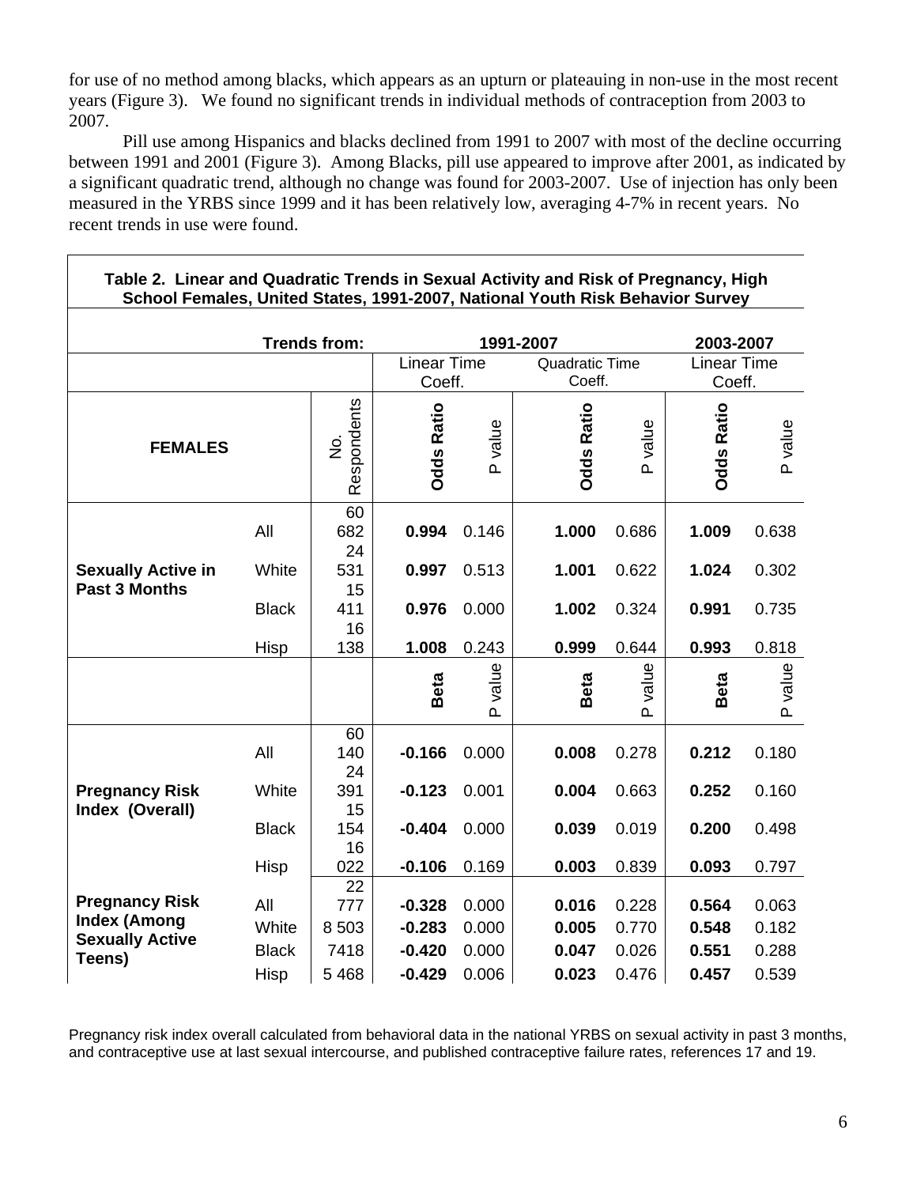for use of no method among blacks, which appears as an upturn or plateauing in non-use in the most recent years (Figure 3). We found no significant trends in individual methods of contraception from 2003 to 2007.

Pill use among Hispanics and blacks declined from 1991 to 2007 with most of the decline occurring between 1991 and 2001 (Figure 3). Among Blacks, pill use appeared to improve after 2001, as indicated by a significant quadratic trend, although no change was found for 2003-2007. Use of injection has only been measured in the YRBS since 1999 and it has been relatively low, averaging 4-7% in recent years. No recent trends in use were found.

**Table 2. Linear and Quadratic Trends in Sexual Activity and Risk of Pregnancy, High School Females, United States, 1991-2007, National Youth Risk Behavior Survey**

| | Trends from: | | 1991-2007 | | | | 2003-2007 | |
|---|---|---|---|---|---|---|---|---|
| | | | Linear Time Coeff. | | Quadratic Time Coeff. | | Linear Time Coeff. | |
| **FEMALES** | | No. Respondents | **Odds Ratio** | P value | **Odds Ratio** | P value | **Odds Ratio** | P value |
| **Sexually Active in Past 3 Months** | All | 60 682 | **0.994** | 0.146 | **1.000** | 0.686 | **1.009** | 0.638 |
| | White | 24 531 | **0.997** | 0.513 | **1.001** | 0.622 | **1.024** | 0.302 |
| | Black | 15 411 | **0.976** | 0.000 | **1.002** | 0.324 | **0.991** | 0.735 |
| | Hisp | 16 138 | **1.008** | 0.243 | **0.999** | 0.644 | **0.993** | 0.818 |
| | | | **Beta** | P value | **Beta** | P value | **Beta** | P value |
| **Pregnancy Risk Index (Overall)** | All | 60 140 | **-0.166** | 0.000 | **0.008** | 0.278 | **0.212** | 0.180 |
| | White | 24 391 | **-0.123** | 0.001 | **0.004** | 0.663 | **0.252** | 0.160 |
| | Black | 15 154 | **-0.404** | 0.000 | **0.039** | 0.019 | **0.200** | 0.498 |
| | Hisp | 16 022 | **-0.106** | 0.169 | **0.003** | 0.839 | **0.093** | 0.797 |
| **Pregnancy Risk Index (Among Sexually Active Teens)** | All | 22 777 | **-0.328** | 0.000 | **0.016** | 0.228 | **0.564** | 0.063 |
| | White | 8 503 | **-0.283** | 0.000 | **0.005** | 0.770 | **0.548** | 0.182 |
| | Black | 7418 | **-0.420** | 0.000 | **0.047** | 0.026 | **0.551** | 0.288 |
| | Hisp | 5 468 | **-0.429** | 0.006 | **0.023** | 0.476 | **0.457** | 0.539 |

Pregnancy risk index overall calculated from behavioral data in the national YRBS on sexual activity in past 3 months, and contraceptive use at last sexual intercourse, and published contraceptive failure rates, references 17 and 19.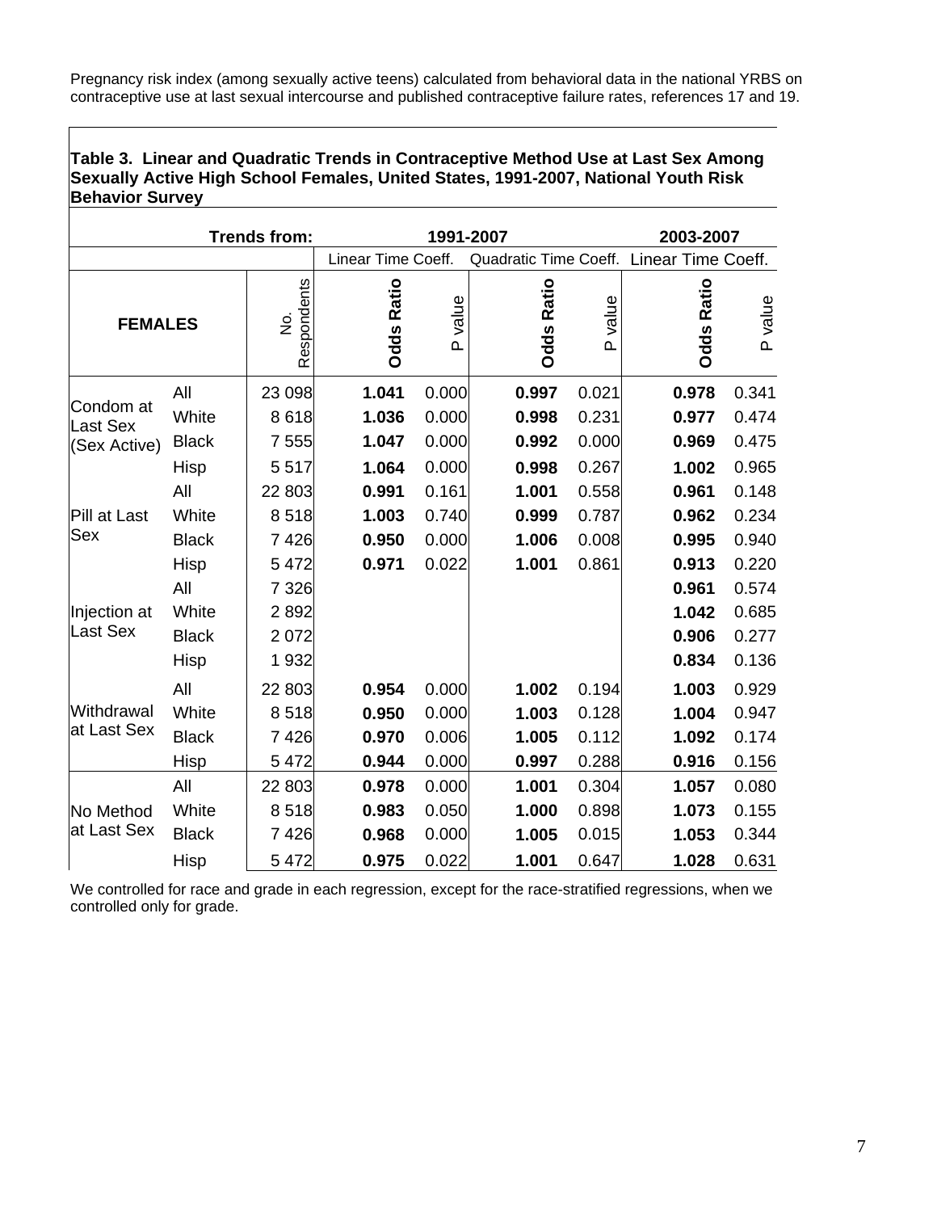Pregnancy risk index (among sexually active teens) calculated from behavioral data in the national YRBS on contraceptive use at last sexual intercourse and published contraceptive failure rates, references 17 and 19.

**Table 3. Linear and Quadratic Trends in Contraceptive Method Use at Last Sex Among Sexually Active High School Females, United States, 1991-2007, National Youth Risk Behavior Survey**

| | | Trends from: | 1991-2007 | | | | 2003-2007 | |
|---|---|---|---|---|---|---|---|---|
| | | | Linear Time Coeff. | | Quadratic Time Coeff. | | Linear Time Coeff. | |
| **FEMALES** | | No. Respondents | **Odds Ratio** | P value | **Odds Ratio** | P value | **Odds Ratio** | P value |
| Condom at Last Sex (Sex Active) | All | 23 098 | **1.041** | 0.000 | **0.997** | 0.021 | **0.978** | 0.341 |
| | White | 8 618 | **1.036** | 0.000 | **0.998** | 0.231 | **0.977** | 0.474 |
| | Black | 7 555 | **1.047** | 0.000 | **0.992** | 0.000 | **0.969** | 0.475 |
| | Hisp | 5 517 | **1.064** | 0.000 | **0.998** | 0.267 | **1.002** | 0.965 |
| Pill at Last Sex | All | 22 803 | **0.991** | 0.161 | **1.001** | 0.558 | **0.961** | 0.148 |
| | White | 8 518 | **1.003** | 0.740 | **0.999** | 0.787 | **0.962** | 0.234 |
| | Black | 7 426 | **0.950** | 0.000 | **1.006** | 0.008 | **0.995** | 0.940 |
| | Hisp | 5 472 | **0.971** | 0.022 | **1.001** | 0.861 | **0.913** | 0.220 |
| Injection at Last Sex | All | 7 326 | | | | | **0.961** | 0.574 |
| | White | 2 892 | | | | | **1.042** | 0.685 |
| | Black | 2 072 | | | | | **0.906** | 0.277 |
| | Hisp | 1 932 | | | | | **0.834** | 0.136 |
| Withdrawal at Last Sex | All | 22 803 | **0.954** | 0.000 | **1.002** | 0.194 | **1.003** | 0.929 |
| | White | 8 518 | **0.950** | 0.000 | **1.003** | 0.128 | **1.004** | 0.947 |
| | Black | 7 426 | **0.970** | 0.006 | **1.005** | 0.112 | **1.092** | 0.174 |
| | Hisp | 5 472 | **0.944** | 0.000 | **0.997** | 0.288 | **0.916** | 0.156 |
| No Method at Last Sex | All | 22 803 | **0.978** | 0.000 | **1.001** | 0.304 | **1.057** | 0.080 |
| | White | 8 518 | **0.983** | 0.050 | **1.000** | 0.898 | **1.073** | 0.155 |
| | Black | 7 426 | **0.968** | 0.000 | **1.005** | 0.015 | **1.053** | 0.344 |
| | Hisp | 5 472 | **0.975** | 0.022 | **1.001** | 0.647 | **1.028** | 0.631 |

We controlled for race and grade in each regression, except for the race-stratified regressions, when we controlled only for grade.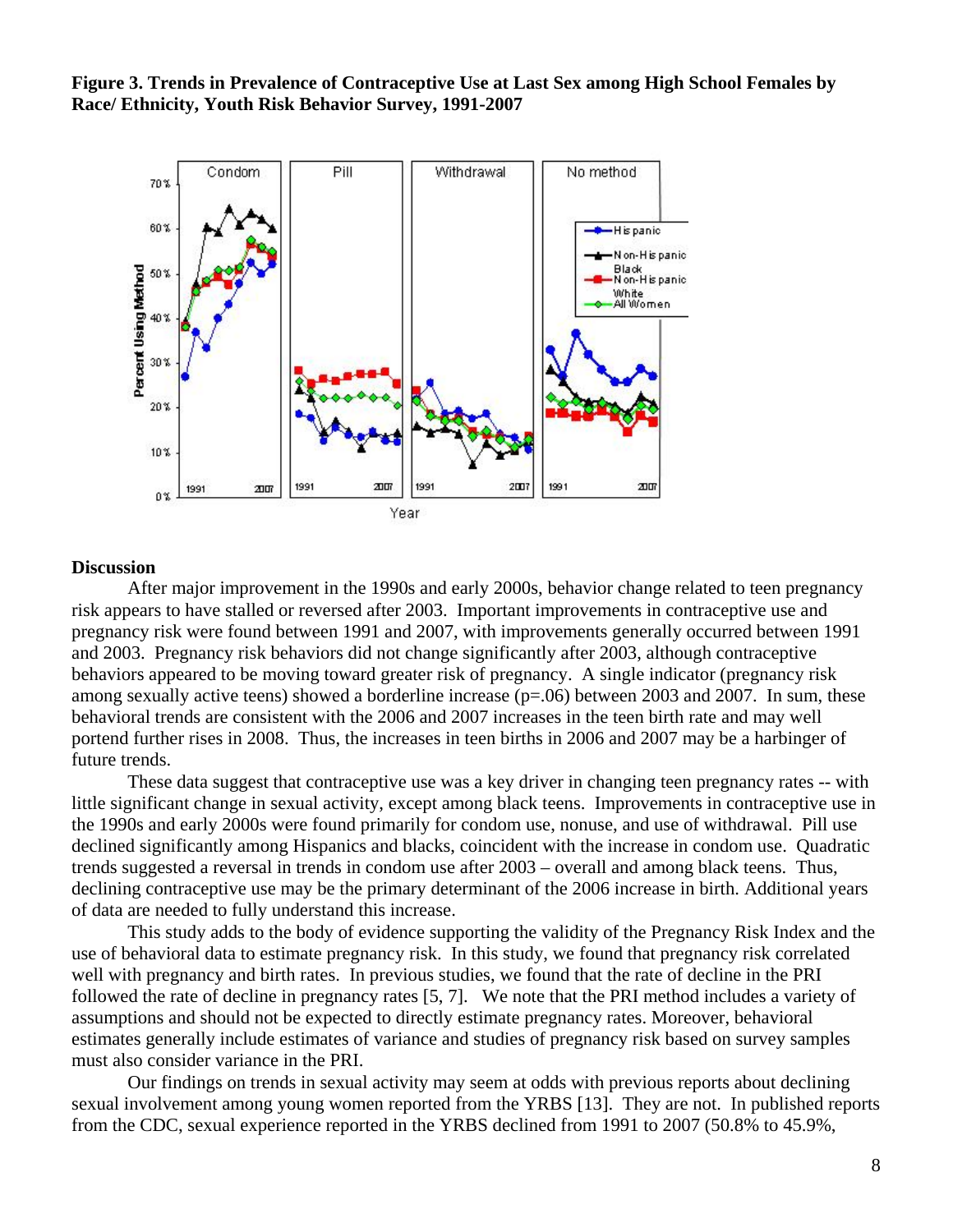**Figure 3. Trends in Prevalence of Contraceptive Use at Last Sex among High School Females by Race/ Ethnicity, Youth Risk Behavior Survey, 1991-2007**

## Discussion

After major improvement in the 1990s and early 2000s, behavior change related to teen pregnancy risk appears to have stalled or reversed after 2003. Important improvements in contraceptive use and pregnancy risk were found between 1991 and 2007, with improvements generally occurred between 1991 and 2003. Pregnancy risk behaviors did not change significantly after 2003, although contraceptive behaviors appeared to be moving toward greater risk of pregnancy. A single indicator (pregnancy risk among sexually active teens) showed a borderline increase (p=.06) between 2003 and 2007. In sum, these behavioral trends are consistent with the 2006 and 2007 increases in the teen birth rate and may well portend further rises in 2008. Thus, the increases in teen births in 2006 and 2007 may be a harbinger of future trends.

These data suggest that contraceptive use was a key driver in changing teen pregnancy rates -- with little significant change in sexual activity, except among black teens. Improvements in contraceptive use in the 1990s and early 2000s were found primarily for condom use, nonuse, and use of withdrawal. Pill use declined significantly among Hispanics and blacks, coincident with the increase in condom use. Quadratic trends suggested a reversal in trends in condom use after 2003 – overall and among black teens. Thus, declining contraceptive use may be the primary determinant of the 2006 increase in birth. Additional years of data are needed to fully understand this increase.

This study adds to the body of evidence supporting the validity of the Pregnancy Risk Index and the use of behavioral data to estimate pregnancy risk. In this study, we found that pregnancy risk correlated well with pregnancy and birth rates. In previous studies, we found that the rate of decline in the PRI followed the rate of decline in pregnancy rates [5, 7]. We note that the PRI method includes a variety of assumptions and should not be expected to directly estimate pregnancy rates. Moreover, behavioral estimates generally include estimates of variance and studies of pregnancy risk based on survey samples must also consider variance in the PRI.

Our findings on trends in sexual activity may seem at odds with previous reports about declining sexual involvement among young women reported from the YRBS [13]. They are not. In published reports from the CDC, sexual experience reported in the YRBS declined from 1991 to 2007 (50.8% to 45.9%,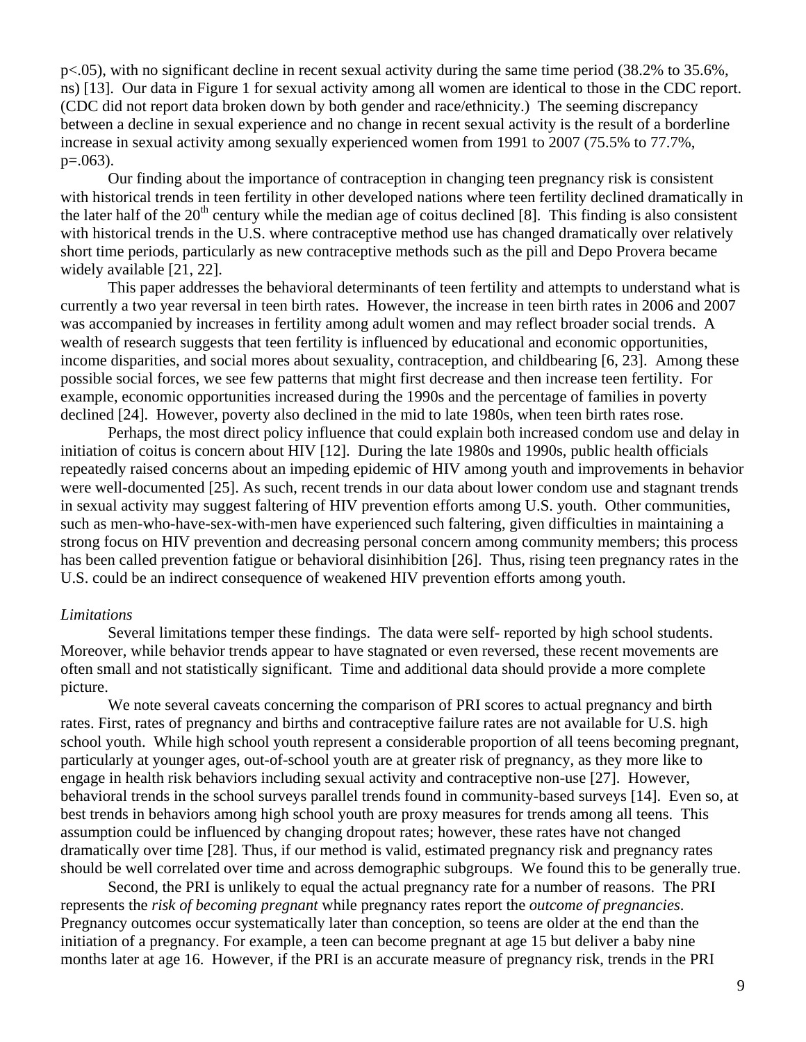$p<.05$), with no significant decline in recent sexual activity during the same time period (38.2% to 35.6%, ns) [13]. Our data in Figure 1 for sexual activity among all women are identical to those in the CDC report. (CDC did not report data broken down by both gender and race/ethnicity.) The seeming discrepancy between a decline in sexual experience and no change in recent sexual activity is the result of a borderline increase in sexual activity among sexually experienced women from 1991 to 2007 (75.5% to 77.7%, $p=.063$).

Our finding about the importance of contraception in changing teen pregnancy risk is consistent with historical trends in teen fertility in other developed nations where teen fertility declined dramatically in the later half of the 20th century while the median age of coitus declined [8]. This finding is also consistent with historical trends in the U.S. where contraceptive method use has changed dramatically over relatively short time periods, particularly as new contraceptive methods such as the pill and Depo Provera became widely available [21, 22].

This paper addresses the behavioral determinants of teen fertility and attempts to understand what is currently a two year reversal in teen birth rates. However, the increase in teen birth rates in 2006 and 2007 was accompanied by increases in fertility among adult women and may reflect broader social trends. A wealth of research suggests that teen fertility is influenced by educational and economic opportunities, income disparities, and social mores about sexuality, contraception, and childbearing [6, 23]. Among these possible social forces, we see few patterns that might first decrease and then increase teen fertility. For example, economic opportunities increased during the 1990s and the percentage of families in poverty declined [24]. However, poverty also declined in the mid to late 1980s, when teen birth rates rose.

Perhaps, the most direct policy influence that could explain both increased condom use and delay in initiation of coitus is concern about HIV [12]. During the late 1980s and 1990s, public health officials repeatedly raised concerns about an impeding epidemic of HIV among youth and improvements in behavior were well-documented [25]. As such, recent trends in our data about lower condom use and stagnant trends in sexual activity may suggest faltering of HIV prevention efforts among U.S. youth. Other communities, such as men-who-have-sex-with-men have experienced such faltering, given difficulties in maintaining a strong focus on HIV prevention and decreasing personal concern among community members; this process has been called prevention fatigue or behavioral disinhibition [26]. Thus, rising teen pregnancy rates in the U.S. could be an indirect consequence of weakened HIV prevention efforts among youth.

*Limitations*

Several limitations temper these findings. The data were self- reported by high school students. Moreover, while behavior trends appear to have stagnated or even reversed, these recent movements are often small and not statistically significant. Time and additional data should provide a more complete picture.

We note several caveats concerning the comparison of PRI scores to actual pregnancy and birth rates. First, rates of pregnancy and births and contraceptive failure rates are not available for U.S. high school youth. While high school youth represent a considerable proportion of all teens becoming pregnant, particularly at younger ages, out-of-school youth are at greater risk of pregnancy, as they more like to engage in health risk behaviors including sexual activity and contraceptive non-use [27]. However, behavioral trends in the school surveys parallel trends found in community-based surveys [14]. Even so, at best trends in behaviors among high school youth are proxy measures for trends among all teens. This assumption could be influenced by changing dropout rates; however, these rates have not changed dramatically over time [28]. Thus, if our method is valid, estimated pregnancy risk and pregnancy rates should be well correlated over time and across demographic subgroups. We found this to be generally true.

Second, the PRI is unlikely to equal the actual pregnancy rate for a number of reasons. The PRI represents the *risk of becoming pregnant* while pregnancy rates report the *outcome of pregnancies*. Pregnancy outcomes occur systematically later than conception, so teens are older at the end than the initiation of a pregnancy. For example, a teen can become pregnant at age 15 but deliver a baby nine months later at age 16. However, if the PRI is an accurate measure of pregnancy risk, trends in the PRI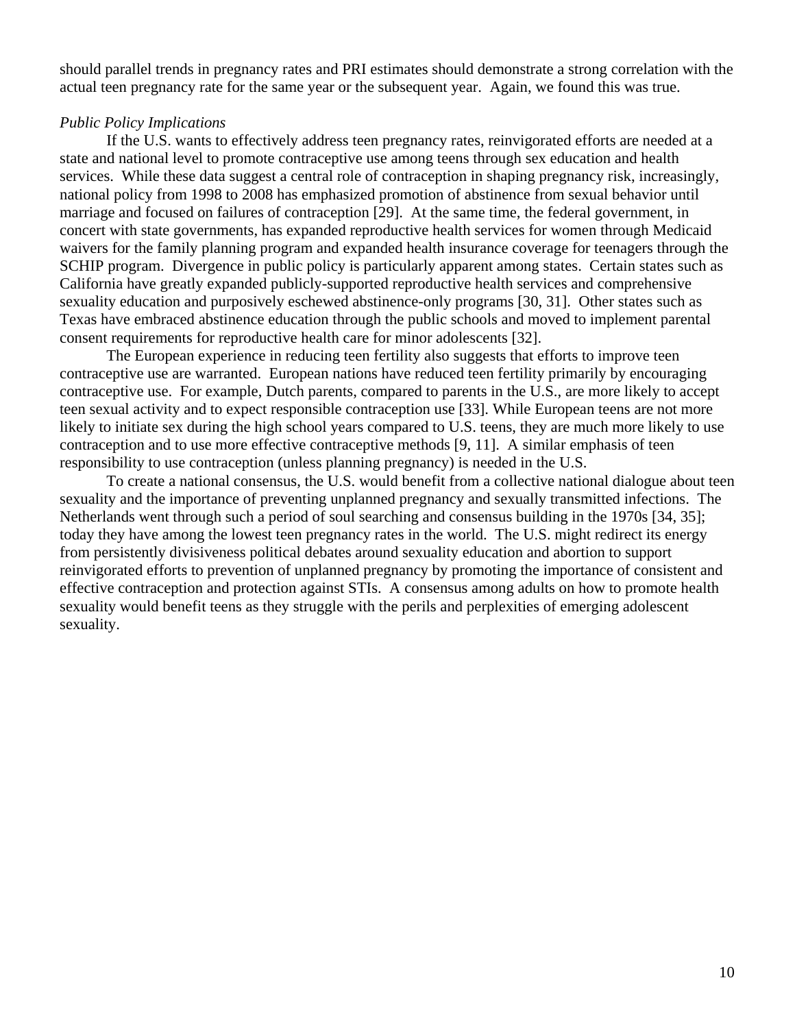should parallel trends in pregnancy rates and PRI estimates should demonstrate a strong correlation with the actual teen pregnancy rate for the same year or the subsequent year. Again, we found this was true.

*Public Policy Implications*

If the U.S. wants to effectively address teen pregnancy rates, reinvigorated efforts are needed at a state and national level to promote contraceptive use among teens through sex education and health services. While these data suggest a central role of contraception in shaping pregnancy risk, increasingly, national policy from 1998 to 2008 has emphasized promotion of abstinence from sexual behavior until marriage and focused on failures of contraception [29]. At the same time, the federal government, in concert with state governments, has expanded reproductive health services for women through Medicaid waivers for the family planning program and expanded health insurance coverage for teenagers through the SCHIP program. Divergence in public policy is particularly apparent among states. Certain states such as California have greatly expanded publicly-supported reproductive health services and comprehensive sexuality education and purposively eschewed abstinence-only programs [30, 31]. Other states such as Texas have embraced abstinence education through the public schools and moved to implement parental consent requirements for reproductive health care for minor adolescents [32].

The European experience in reducing teen fertility also suggests that efforts to improve teen contraceptive use are warranted. European nations have reduced teen fertility primarily by encouraging contraceptive use. For example, Dutch parents, compared to parents in the U.S., are more likely to accept teen sexual activity and to expect responsible contraception use [33]. While European teens are not more likely to initiate sex during the high school years compared to U.S. teens, they are much more likely to use contraception and to use more effective contraceptive methods [9, 11]. A similar emphasis of teen responsibility to use contraception (unless planning pregnancy) is needed in the U.S.

To create a national consensus, the U.S. would benefit from a collective national dialogue about teen sexuality and the importance of preventing unplanned pregnancy and sexually transmitted infections. The Netherlands went through such a period of soul searching and consensus building in the 1970s [34, 35]; today they have among the lowest teen pregnancy rates in the world. The U.S. might redirect its energy from persistently divisiveness political debates around sexuality education and abortion to support reinvigorated efforts to prevention of unplanned pregnancy by promoting the importance of consistent and effective contraception and protection against STIs. A consensus among adults on how to promote health sexuality would benefit teens as they struggle with the perils and perplexities of emerging adolescent sexuality.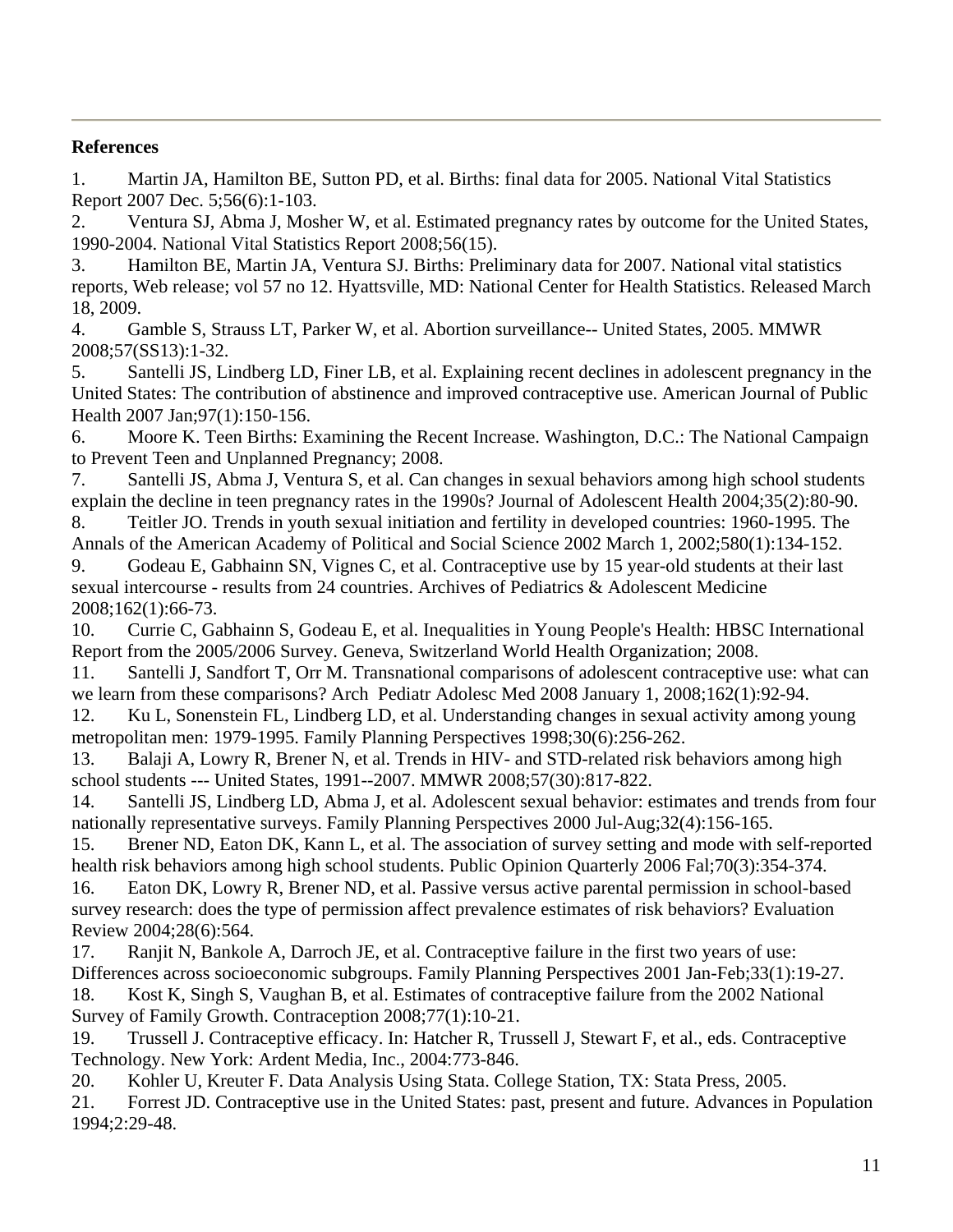**References**

1. Martin JA, Hamilton BE, Sutton PD, et al. Births: final data for 2005. National Vital Statistics Report 2007 Dec. 5;56(6):1-103.
2. Ventura SJ, Abma J, Mosher W, et al. Estimated pregnancy rates by outcome for the United States, 1990-2004. National Vital Statistics Report 2008;56(15).
3. Hamilton BE, Martin JA, Ventura SJ. Births: Preliminary data for 2007. National vital statistics reports, Web release; vol 57 no 12. Hyattsville, MD: National Center for Health Statistics. Released March 18, 2009.
4. Gamble S, Strauss LT, Parker W, et al. Abortion surveillance-- United States, 2005. MMWR 2008;57(SS13):1-32.
5. Santelli JS, Lindberg LD, Finer LB, et al. Explaining recent declines in adolescent pregnancy in the United States: The contribution of abstinence and improved contraceptive use. American Journal of Public Health 2007 Jan;97(1):150-156.
6. Moore K. Teen Births: Examining the Recent Increase. Washington, D.C.: The National Campaign to Prevent Teen and Unplanned Pregnancy; 2008.
7. Santelli JS, Abma J, Ventura S, et al. Can changes in sexual behaviors among high school students explain the decline in teen pregnancy rates in the 1990s? Journal of Adolescent Health 2004;35(2):80-90.
8. Teitler JO. Trends in youth sexual initiation and fertility in developed countries: 1960-1995. The Annals of the American Academy of Political and Social Science 2002 March 1, 2002;580(1):134-152.
9. Godeau E, Gabhainn SN, Vignes C, et al. Contraceptive use by 15 year-old students at their last sexual intercourse - results from 24 countries. Archives of Pediatrics & Adolescent Medicine 2008;162(1):66-73.
10. Currie C, Gabhainn S, Godeau E, et al. Inequalities in Young People's Health: HBSC International Report from the 2005/2006 Survey. Geneva, Switzerland World Health Organization; 2008.
11. Santelli J, Sandfort T, Orr M. Transnational comparisons of adolescent contraceptive use: what can we learn from these comparisons? Arch Pediatr Adolesc Med 2008 January 1, 2008;162(1):92-94.
12. Ku L, Sonenstein FL, Lindberg LD, et al. Understanding changes in sexual activity among young metropolitan men: 1979-1995. Family Planning Perspectives 1998;30(6):256-262.
13. Balaji A, Lowry R, Brener N, et al. Trends in HIV- and STD-related risk behaviors among high school students --- United States, 1991--2007. MMWR 2008;57(30):817-822.
14. Santelli JS, Lindberg LD, Abma J, et al. Adolescent sexual behavior: estimates and trends from four nationally representative surveys. Family Planning Perspectives 2000 Jul-Aug;32(4):156-165.
15. Brener ND, Eaton DK, Kann L, et al. The association of survey setting and mode with self-reported health risk behaviors among high school students. Public Opinion Quarterly 2006 Fal;70(3):354-374.
16. Eaton DK, Lowry R, Brener ND, et al. Passive versus active parental permission in school-based survey research: does the type of permission affect prevalence estimates of risk behaviors? Evaluation Review 2004;28(6):564.
17. Ranjit N, Bankole A, Darroch JE, et al. Contraceptive failure in the first two years of use: Differences across socioeconomic subgroups. Family Planning Perspectives 2001 Jan-Feb;33(1):19-27.
18. Kost K, Singh S, Vaughan B, et al. Estimates of contraceptive failure from the 2002 National Survey of Family Growth. Contraception 2008;77(1):10-21.
19. Trussell J. Contraceptive efficacy. In: Hatcher R, Trussell J, Stewart F, et al., eds. Contraceptive Technology. New York: Ardent Media, Inc., 2004:773-846.
20. Kohler U, Kreuter F. Data Analysis Using Stata. College Station, TX: Stata Press, 2005.
21. Forrest JD. Contraceptive use in the United States: past, present and future. Advances in Population 1994;2:29-48.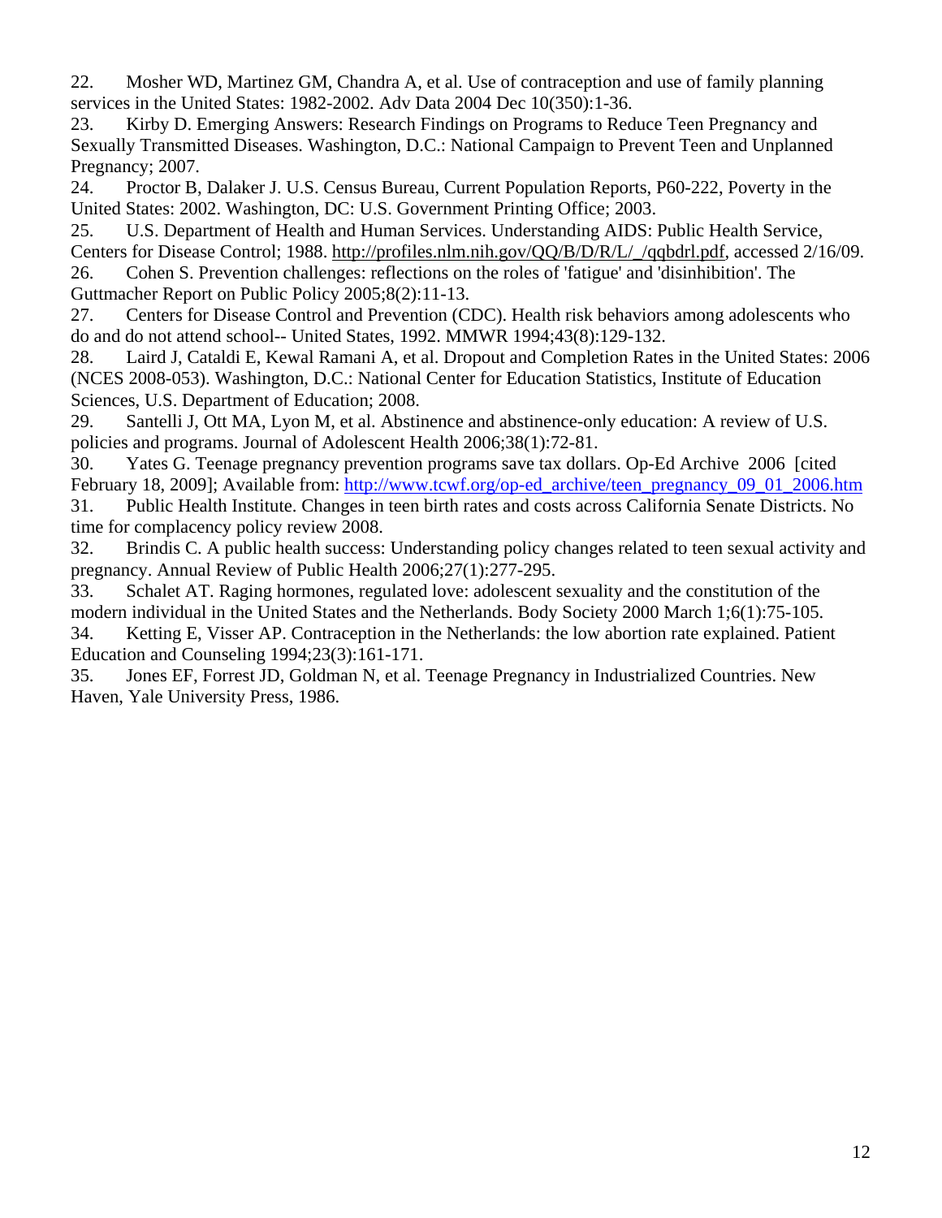22. Mosher WD, Martinez GM, Chandra A, et al. Use of contraception and use of family planning services in the United States: 1982-2002. Adv Data 2004 Dec 10(350):1-36.

23. Kirby D. Emerging Answers: Research Findings on Programs to Reduce Teen Pregnancy and Sexually Transmitted Diseases. Washington, D.C.: National Campaign to Prevent Teen and Unplanned Pregnancy; 2007.

24. Proctor B, Dalaker J. U.S. Census Bureau, Current Population Reports, P60-222, Poverty in the United States: 2002. Washington, DC: U.S. Government Printing Office; 2003.

25. U.S. Department of Health and Human Services. Understanding AIDS: Public Health Service, Centers for Disease Control; 1988. http://profiles.nlm.nih.gov/QQ/B/D/R/L/_/qqbdrl.pdf, accessed 2/16/09.

26. Cohen S. Prevention challenges: reflections on the roles of 'fatigue' and 'disinhibition'. The Guttmacher Report on Public Policy 2005;8(2):11-13.

27. Centers for Disease Control and Prevention (CDC). Health risk behaviors among adolescents who do and do not attend school-- United States, 1992. MMWR 1994;43(8):129-132.

28. Laird J, Cataldi E, Kewal Ramani A, et al. Dropout and Completion Rates in the United States: 2006 (NCES 2008-053). Washington, D.C.: National Center for Education Statistics, Institute of Education Sciences, U.S. Department of Education; 2008.

29. Santelli J, Ott MA, Lyon M, et al. Abstinence and abstinence-only education: A review of U.S. policies and programs. Journal of Adolescent Health 2006;38(1):72-81.

30. Yates G. Teenage pregnancy prevention programs save tax dollars. Op-Ed Archive 2006 [cited February 18, 2009]; Available from: http://www.tcwf.org/op-ed_archive/teen_pregnancy_09_01_2006.htm

31. Public Health Institute. Changes in teen birth rates and costs across California Senate Districts. No time for complacency policy review 2008.

32. Brindis C. A public health success: Understanding policy changes related to teen sexual activity and pregnancy. Annual Review of Public Health 2006;27(1):277-295.

33. Schalet AT. Raging hormones, regulated love: adolescent sexuality and the constitution of the modern individual in the United States and the Netherlands. Body Society 2000 March 1;6(1):75-105.

34. Ketting E, Visser AP. Contraception in the Netherlands: the low abortion rate explained. Patient Education and Counseling 1994;23(3):161-171.

35. Jones EF, Forrest JD, Goldman N, et al. Teenage Pregnancy in Industrialized Countries. New Haven, Yale University Press, 1986.